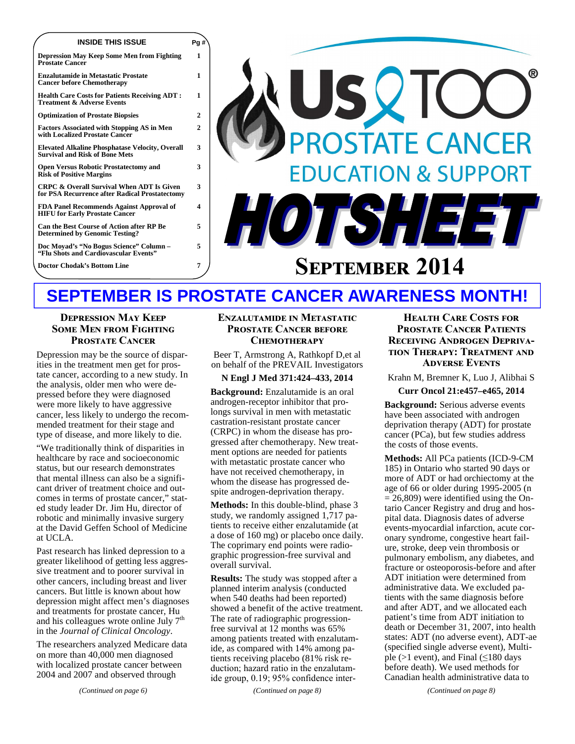| INSIDE THIS ISSUE | Pg # |
|---|---|
| Depression May Keep Some Men from Fighting Prostate Cancer | 1 |
| Enzalutamide in Metastatic Prostate Cancer before Chemotherapy | 1 |
| Health Care Costs for Patients Receiving ADT : Treatment & Adverse Events | 1 |
| Optimization of Prostate Biopsies | 2 |
| Factors Associated with Stopping AS in Men with Localized Prostate Cancer | 2 |
| Elevated Alkaline Phosphatase Velocity, Overall Survival and Risk of Bone Mets | 3 |
| Open Versus Robotic Prostatectomy and Risk of Positive Margins | 3 |
| CRPC & Overall Survival When ADT Is Given for PSA Recurrence after Radical Prostatectomy | 3 |
| FDA Panel Recommends Against Approval of HIFU for Early Prostate Cancer | 4 |
| Can the Best Course of Action after RP Be Determined by Genomic Testing? | 5 |
| Doc Moyad's "No Bogus Science" Column – "Flu Shots and Cardiovascular Events" | 5 |
| Doctor Chodak's Bottom Line | 7 |

# Us TOO® PROSTATE CANCER EDUCATION & SUPPORT HOTSHEET

## September 2014

## SEPTEMBER IS PROSTATE CANCER AWARENESS MONTH!

### Depression May Keep Some Men from Fighting Prostate Cancer

Depression may be the source of disparities in the treatment men get for prostate cancer, according to a new study. In the analysis, older men who were depressed before they were diagnosed were more likely to have aggressive cancer, less likely to undergo the recommended treatment for their stage and type of disease, and more likely to die.

"We traditionally think of disparities in healthcare by race and socioeconomic status, but our research demonstrates that mental illness can also be a significant driver of treatment choice and outcomes in terms of prostate cancer," stated study leader Dr. Jim Hu, director of robotic and minimally invasive surgery at the David Geffen School of Medicine at UCLA.

Past research has linked depression to a greater likelihood of getting less aggressive treatment and to poorer survival in other cancers, including breast and liver cancers. But little is known about how depression might affect men's diagnoses and treatments for prostate cancer, Hu and his colleagues wrote online July 7th in the *Journal of Clinical Oncology*.

The researchers analyzed Medicare data on more than 40,000 men diagnosed with localized prostate cancer between 2004 and 2007 and observed through

*(Continued on page 6)*

### Enzalutamide in Metastatic Prostate Cancer before Chemotherapy

Beer T, Armstrong A, Rathkopf D,et al on behalf of the PREVAIL Investigators

**N Engl J Med 371:424–433, 2014**

**Background:** Enzalutamide is an oral androgen-receptor inhibitor that prolongs survival in men with metastatic castration-resistant prostate cancer (CRPC) in whom the disease has progressed after chemotherapy. New treatment options are needed for patients with metastatic prostate cancer who have not received chemotherapy, in whom the disease has progressed despite androgen-deprivation therapy.

**Methods:** In this double-blind, phase 3 study, we randomly assigned 1,717 patients to receive either enzalutamide (at a dose of 160 mg) or placebo once daily. The coprimary end points were radiographic progression-free survival and overall survival.

**Results:** The study was stopped after a planned interim analysis (conducted when 540 deaths had been reported) showed a benefit of the active treatment. The rate of radiographic progression-free survival at 12 months was 65% among patients treated with enzalutamide, as compared with 14% among patients receiving placebo (81% risk reduction; hazard ratio in the enzalutamide group, 0.19; 95% confidence inter-

*(Continued on page 8)*

### Health Care Costs for Prostate Cancer Patients Receiving Androgen Deprivation Therapy: Treatment and Adverse Events

Krahn M, Bremner K, Luo J, Alibhai S

**Curr Oncol 21:e457–e465, 2014**

**Background:** Serious adverse events have been associated with androgen deprivation therapy (ADT) for prostate cancer (PCa), but few studies address the costs of those events.

**Methods:** All PCa patients (ICD-9-CM 185) in Ontario who started 90 days or more of ADT or had orchiectomy at the age of 66 or older during 1995-2005 (n = 26,809) were identified using the Ontario Cancer Registry and drug and hospital data. Diagnosis dates of adverse events-myocardial infarction, acute coronary syndrome, congestive heart failure, stroke, deep vein thrombosis or pulmonary embolism, any diabetes, and fracture or osteoporosis-before and after ADT initiation were determined from administrative data. We excluded patients with the same diagnosis before and after ADT, and we allocated each patient's time from ADT initiation to death or December 31, 2007, into health states: ADT (no adverse event), ADT-ae (specified single adverse event), Multiple (>1 event), and Final (≤180 days before death). We used methods for Canadian health administrative data to

*(Continued on page 8)*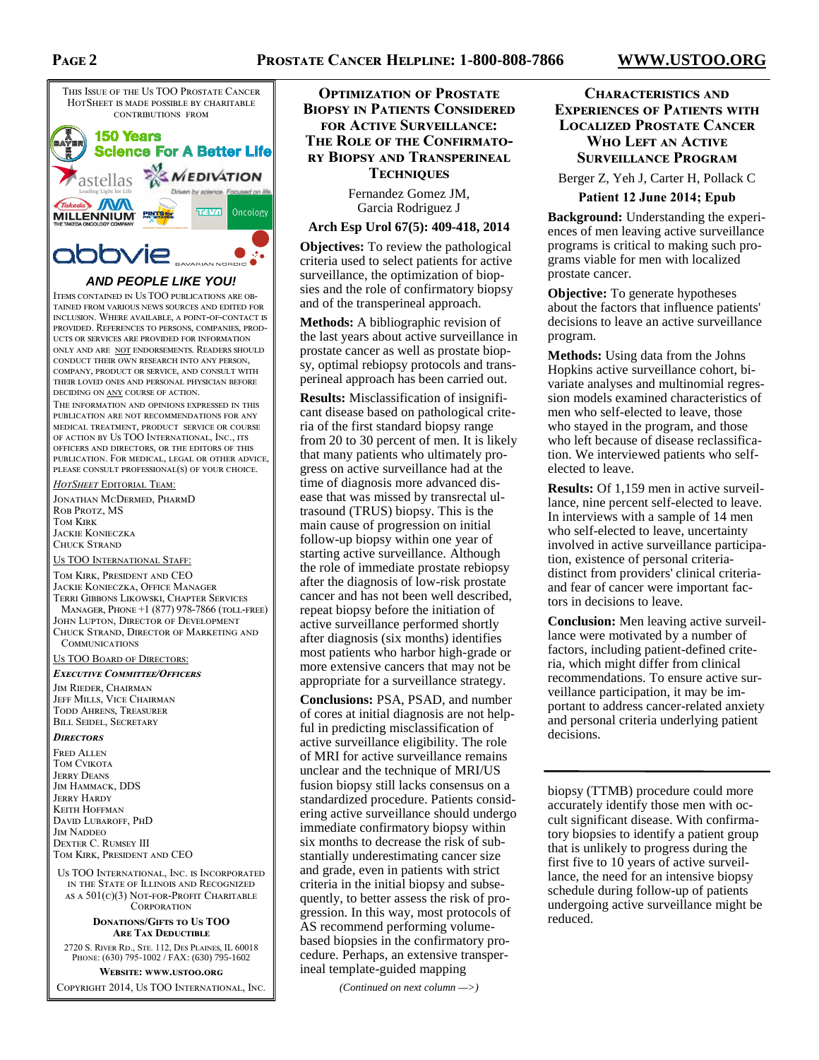This Issue of the Us TOO Prostate Cancer HotSheet is made possible by charitable contributions from

*AND PEOPLE LIKE YOU!*

Items contained in Us TOO publications are obtained from various news sources and edited for inclusion. Where available, a point-of-contact is provided. References to persons, companies, products or services are provided for information only and are not endorsements. Readers should conduct their own research into any person, company, product or service, and consult with their loved ones and personal physician before deciding on any course of action.

The information and opinions expressed in this publication are not recommendations for any medical treatment, product service or course of action by Us TOO International, Inc., its officers and directors, or the editors of this publication. For medical, legal or other advice, please consult professional(s) of your choice.

*HotSheet* Editorial Team:

Jonathan McDermed, PharmD
Rob Protz, MS
Tom Kirk
Jackie Konieczka
Chuck Strand

Us TOO International Staff:

Tom Kirk, President and CEO
Jackie Konieczka, Office Manager
Terri Gibbons Likowski, Chapter Services Manager, Phone +1 (877) 978-7866 (toll-free)
John Lupton, Director of Development
Chuck Strand, Director of Marketing and Communications

Us TOO Board of Directors:

***Executive Committee/Officers***

Jim Rieder, Chairman
Jeff Mills, Vice Chairman
Todd Ahrens, Treasurer
Bill Seidel, Secretary

***Directors***

Fred Allen
Tom Cvikota
Jerry Deans
Jim Hammack, DDS
Jerry Hardy
Keith Hoffman
David Lubaroff, PhD
Jim Naddeo
Dexter C. Rumsey III
Tom Kirk, President and CEO

Us TOO International, Inc. is Incorporated in the State of Illinois and Recognized as a 501(c)(3) Not-for-Profit Charitable Corporation

**Donations/Gifts to Us TOO Are Tax Deductible**

2720 S. River Rd., Ste. 112, Des Plaines, IL 60018
Phone: (630) 795-1002 / FAX: (630) 795-1602

**Website: www.ustoo.org**

Copyright 2014, Us TOO International, Inc.

## Optimization of Prostate Biopsy in Patients Considered for Active Surveillance: The Role of Confirmatory Biopsy and Transperineal Techniques

Fernandez Gomez JM, Garcia Rodriguez J

**Arch Esp Urol 67(5): 409-418, 2014**

**Objectives:** To review the pathological criteria used to select patients for active surveillance, the optimization of biopsies and the role of confirmatory biopsy and of the transperineal approach.

**Methods:** A bibliographic revision of the last years about active surveillance in prostate cancer as well as prostate biopsy, optimal rebiopsy protocols and transperineal approach has been carried out.

**Results:** Misclassification of insignificant disease based on pathological criteria of the first standard biopsy range from 20 to 30 percent of men. It is likely that many patients who ultimately progress on active surveillance had at the time of diagnosis more advanced disease that was missed by transrectal ultrasound (TRUS) biopsy. This is the main cause of progression on initial follow-up biopsy within one year of starting active surveillance. Although the role of immediate prostate rebiopsy after the diagnosis of low-risk prostate cancer and has not been well described, repeat biopsy before the initiation of active surveillance performed shortly after diagnosis (six months) identifies most patients who harbor high-grade or more extensive cancers that may not be appropriate for a surveillance strategy.

**Conclusions:** PSA, PSAD, and number of cores at initial diagnosis are not helpful in predicting misclassification of active surveillance eligibility. The role of MRI for active surveillance remains unclear and the technique of MRI/US fusion biopsy still lacks consensus on a standardized procedure. Patients considering active surveillance should undergo immediate confirmatory biopsy within six months to decrease the risk of substantially underestimating cancer size and grade, even in patients with strict criteria in the initial biopsy and subsequently, to better assess the risk of progression. In this way, most protocols of AS recommend performing volume-based biopsies in the confirmatory procedure. Perhaps, an extensive transperineal template-guided mapping biopsy (TTMB) procedure could more accurately identify those men with occult significant disease. With confirmatory biopsies to identify a patient group that is unlikely to progress during the first five to 10 years of active surveillance, the need for an intensive biopsy schedule during follow-up of patients undergoing active surveillance might be reduced.

## Characteristics and Experiences of Patients with Localized Prostate Cancer Who Left an Active Surveillance Program

Berger Z, Yeh J, Carter H, Pollack C

**Patient 12 June 2014; Epub**

**Background:** Understanding the experiences of men leaving active surveillance programs is critical to making such programs viable for men with localized prostate cancer.

**Objective:** To generate hypotheses about the factors that influence patients' decisions to leave an active surveillance program.

**Methods:** Using data from the Johns Hopkins active surveillance cohort, bivariate analyses and multinomial regression models examined characteristics of men who self-elected to leave, those who stayed in the program, and those who left because of disease reclassification. We interviewed patients who self-elected to leave.

**Results:** Of 1,159 men in active surveillance, nine percent self-elected to leave. In interviews with a sample of 14 men who self-elected to leave, uncertainty involved in active surveillance participation, existence of personal criteria-distinct from providers' clinical criteria-and fear of cancer were important factors in decisions to leave.

**Conclusion:** Men leaving active surveillance were motivated by a number of factors, including patient-defined criteria, which might differ from clinical recommendations. To ensure active surveillance participation, it may be important to address cancer-related anxiety and personal criteria underlying patient decisions.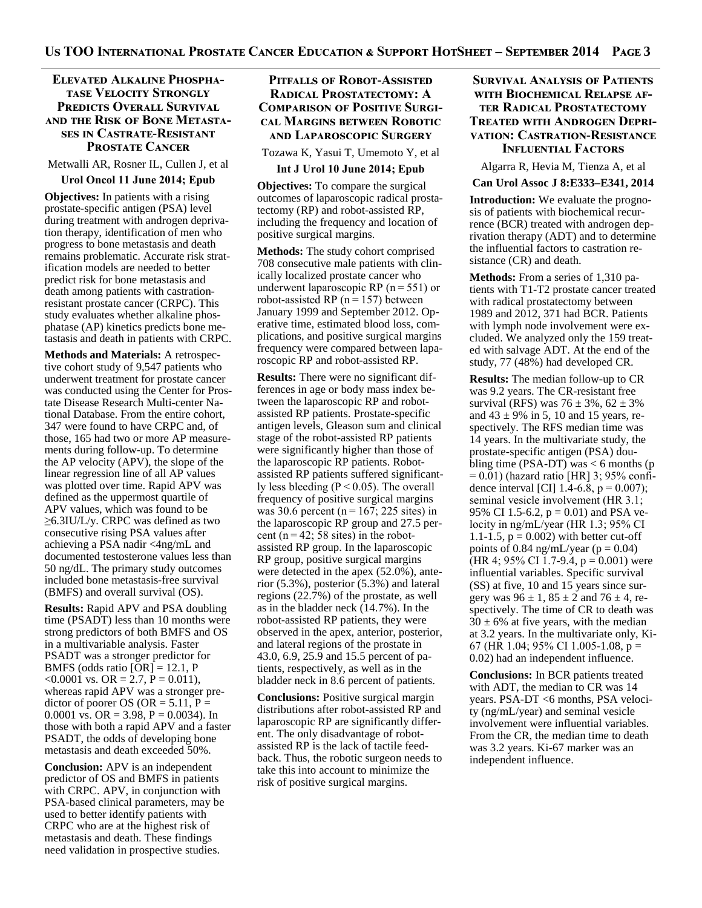## Elevated Alkaline Phosphatase Velocity Strongly Predicts Overall Survival and the Risk of Bone Metastases in Castrate-Resistant Prostate Cancer

Metwalli AR, Rosner IL, Cullen J, et al

**Urol Oncol 11 June 2014; Epub**

**Objectives:** In patients with a rising prostate-specific antigen (PSA) level during treatment with androgen deprivation therapy, identification of men who progress to bone metastasis and death remains problematic. Accurate risk stratification models are needed to better predict risk for bone metastasis and death among patients with castration-resistant prostate cancer (CRPC). This study evaluates whether alkaline phosphatase (AP) kinetics predicts bone metastasis and death in patients with CRPC.

**Methods and Materials:** A retrospective cohort study of 9,547 patients who underwent treatment for prostate cancer was conducted using the Center for Prostate Disease Research Multi-center National Database. From the entire cohort, 347 were found to have CRPC and, of those, 165 had two or more AP measurements during follow-up. To determine the AP velocity (APV), the slope of the linear regression line of all AP values was plotted over time. Rapid APV was defined as the uppermost quartile of APV values, which was found to be ≥6.3IU/L/y. CRPC was defined as two consecutive rising PSA values after achieving a PSA nadir <4ng/mL and documented testosterone values less than 50 ng/dL. The primary study outcomes included bone metastasis-free survival (BMFS) and overall survival (OS).

**Results:** Rapid APV and PSA doubling time (PSADT) less than 10 months were strong predictors of both BMFS and OS in a multivariable analysis. Faster PSADT was a stronger predictor for BMFS (odds ratio [OR] = 12.1, P <0.0001 vs. OR = 2.7, P = 0.011), whereas rapid APV was a stronger predictor of poorer OS (OR = 5.11, P = 0.0001 vs. OR = 3.98, P = 0.0034). In those with both a rapid APV and a faster PSADT, the odds of developing bone metastasis and death exceeded 50%.

**Conclusion:** APV is an independent predictor of OS and BMFS in patients with CRPC. APV, in conjunction with PSA-based clinical parameters, may be used to better identify patients with CRPC who are at the highest risk of metastasis and death. These findings need validation in prospective studies.

## Pitfalls of Robot-Assisted Radical Prostatectomy: A Comparison of Positive Surgical Margins between Robotic and Laparoscopic Surgery

Tozawa K, Yasui T, Umemoto Y, et al

**Int J Urol 10 June 2014; Epub**

**Objectives:** To compare the surgical outcomes of laparoscopic radical prostatectomy (RP) and robot-assisted RP, including the frequency and location of positive surgical margins.

**Methods:** The study cohort comprised 708 consecutive male patients with clinically localized prostate cancer who underwent laparoscopic RP (n = 551) or robot-assisted RP (n = 157) between January 1999 and September 2012. Operative time, estimated blood loss, complications, and positive surgical margins frequency were compared between laparoscopic RP and robot-assisted RP.

**Results:** There were no significant differences in age or body mass index between the laparoscopic RP and robot-assisted RP patients. Prostate-specific antigen levels, Gleason sum and clinical stage of the robot-assisted RP patients were significantly higher than those of the laparoscopic RP patients. Robot-assisted RP patients suffered significantly less bleeding (P < 0.05). The overall frequency of positive surgical margins was 30.6 percent (n = 167; 225 sites) in the laparoscopic RP group and 27.5 percent (n = 42; 58 sites) in the robot-assisted RP group. In the laparoscopic RP group, positive surgical margins were detected in the apex (52.0%), anterior (5.3%), posterior (5.3%) and lateral regions (22.7%) of the prostate, as well as in the bladder neck (14.7%). In the robot-assisted RP patients, they were observed in the apex, anterior, posterior, and lateral regions of the prostate in 43.0, 6.9, 25.9 and 15.5 percent of patients, respectively, as well as in the bladder neck in 8.6 percent of patients.

**Conclusions:** Positive surgical margin distributions after robot-assisted RP and laparoscopic RP are significantly different. The only disadvantage of robot-assisted RP is the lack of tactile feedback. Thus, the robotic surgeon needs to take this into account to minimize the risk of positive surgical margins.

## Survival Analysis of Patients with Biochemical Relapse after Radical Prostatectomy Treated with Androgen Deprivation: Castration-Resistance Influential Factors

Algarra R, Hevia M, Tienza A, et al

**Can Urol Assoc J 8:E333–E341, 2014**

**Introduction:** We evaluate the prognosis of patients with biochemical recurrence (BCR) treated with androgen deprivation therapy (ADT) and to determine the influential factors to castration resistance (CR) and death.

**Methods:** From a series of 1,310 patients with T1-T2 prostate cancer treated with radical prostatectomy between 1989 and 2012, 371 had BCR. Patients with lymph node involvement were excluded. We analyzed only the 159 treated with salvage ADT. At the end of the study, 77 (48%) had developed CR.

**Results:** The median follow-up to CR was 9.2 years. The CR-resistant free survival (RFS) was 76 ± 3%, 62 ± 3% and 43 ± 9% in 5, 10 and 15 years, respectively. The RFS median time was 14 years. In the multivariate study, the prostate-specific antigen (PSA) doubling time (PSA-DT) was < 6 months (p = 0.01) (hazard ratio [HR] 3; 95% confidence interval [CI] 1.4-6.8, p = 0.007); seminal vesicle involvement (HR 3.1; 95% CI 1.5-6.2, p = 0.01) and PSA velocity in ng/mL/year (HR 1.3; 95% CI 1.1-1.5, p = 0.002) with better cut-off points of 0.84 ng/mL/year (p = 0.04) (HR 4; 95% CI 1.7-9.4, p = 0.001) were influential variables. Specific survival (SS) at five, 10 and 15 years since surgery was 96 ± 1, 85 ± 2 and 76 ± 4, respectively. The time of CR to death was 30 ± 6% at five years, with the median at 3.2 years. In the multivariate only, Ki-67 (HR 1.04; 95% CI 1.005-1.08, p = 0.02) had an independent influence.

**Conclusions:** In BCR patients treated with ADT, the median to CR was 14 years. PSA-DT <6 months, PSA velocity (ng/mL/year) and seminal vesicle involvement were influential variables. From the CR, the median time to death was 3.2 years. Ki-67 marker was an independent influence.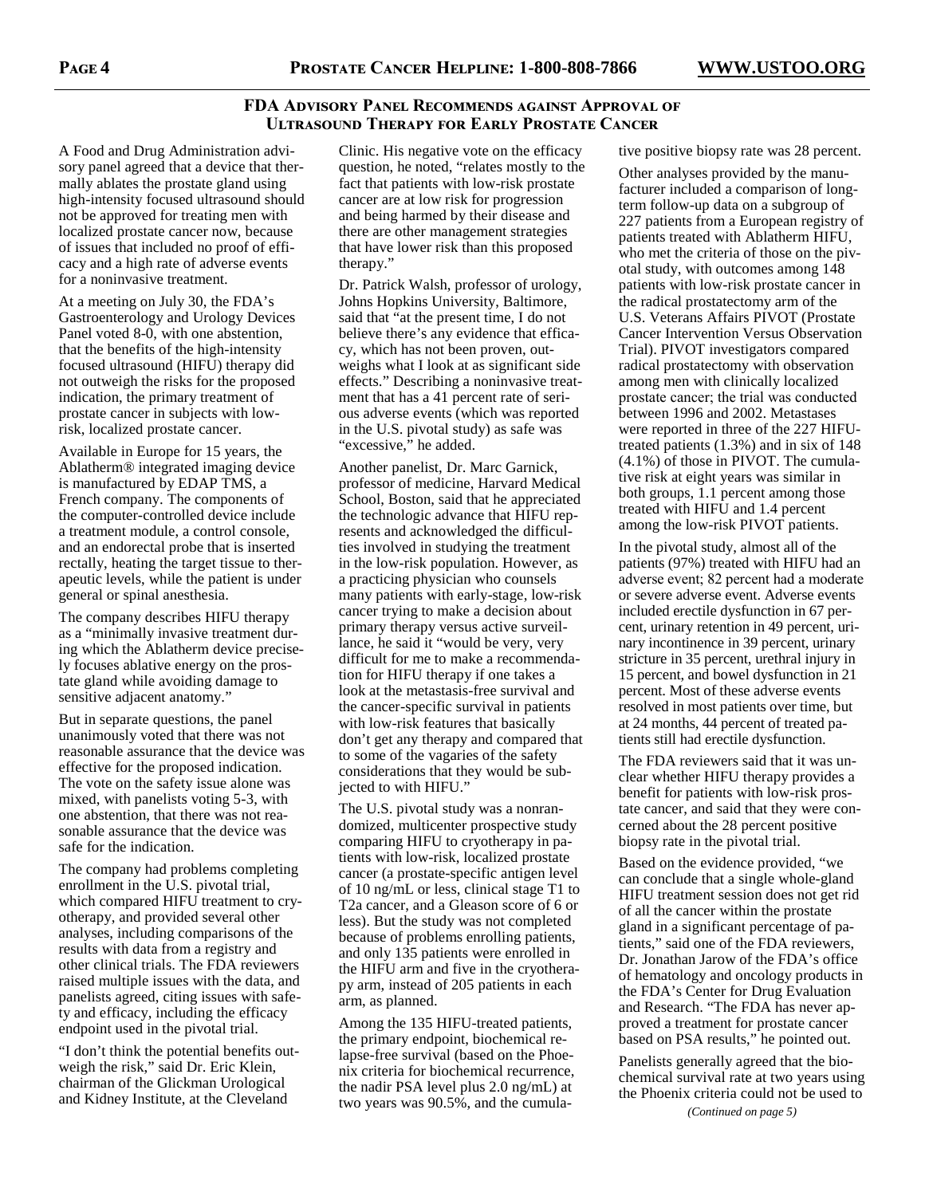## FDA Advisory Panel Recommends against Approval of Ultrasound Therapy for Early Prostate Cancer

A Food and Drug Administration advisory panel agreed that a device that thermally ablates the prostate gland using high-intensity focused ultrasound should not be approved for treating men with localized prostate cancer now, because of issues that included no proof of efficacy and a high rate of adverse events for a noninvasive treatment.

At a meeting on July 30, the FDA's Gastroenterology and Urology Devices Panel voted 8-0, with one abstention, that the benefits of the high-intensity focused ultrasound (HIFU) therapy did not outweigh the risks for the proposed indication, the primary treatment of prostate cancer in subjects with low-risk, localized prostate cancer.

Available in Europe for 15 years, the Ablatherm® integrated imaging device is manufactured by EDAP TMS, a French company. The components of the computer-controlled device include a treatment module, a control console, and an endorectal probe that is inserted rectally, heating the target tissue to therapeutic levels, while the patient is under general or spinal anesthesia.

The company describes HIFU therapy as a "minimally invasive treatment during which the Ablatherm device precisely focuses ablative energy on the prostate gland while avoiding damage to sensitive adjacent anatomy."

But in separate questions, the panel unanimously voted that there was not reasonable assurance that the device was effective for the proposed indication. The vote on the safety issue alone was mixed, with panelists voting 5-3, with one abstention, that there was not reasonable assurance that the device was safe for the indication.

The company had problems completing enrollment in the U.S. pivotal trial, which compared HIFU treatment to cryotherapy, and provided several other analyses, including comparisons of the results with data from a registry and other clinical trials. The FDA reviewers raised multiple issues with the data, and panelists agreed, citing issues with safety and efficacy, including the efficacy endpoint used in the pivotal trial.

"I don't think the potential benefits outweigh the risk," said Dr. Eric Klein, chairman of the Glickman Urological and Kidney Institute, at the Cleveland Clinic. His negative vote on the efficacy question, he noted, "relates mostly to the fact that patients with low-risk prostate cancer are at low risk for progression and being harmed by their disease and there are other management strategies that have lower risk than this proposed therapy."

Dr. Patrick Walsh, professor of urology, Johns Hopkins University, Baltimore, said that "at the present time, I do not believe there's any evidence that efficacy, which has not been proven, outweighs what I look at as significant side effects." Describing a noninvasive treatment that has a 41 percent rate of serious adverse events (which was reported in the U.S. pivotal study) as safe was "excessive," he added.

Another panelist, Dr. Marc Garnick, professor of medicine, Harvard Medical School, Boston, said that he appreciated the technologic advance that HIFU represents and acknowledged the difficulties involved in studying the treatment in the low-risk population. However, as a practicing physician who counsels many patients with early-stage, low-risk cancer trying to make a decision about primary therapy versus active surveillance, he said it "would be very, very difficult for me to make a recommendation for HIFU therapy if one takes a look at the metastasis-free survival and the cancer-specific survival in patients with low-risk features that basically don't get any therapy and compared that to some of the vagaries of the safety considerations that they would be subjected to with HIFU."

The U.S. pivotal study was a nonrandomized, multicenter prospective study comparing HIFU to cryotherapy in patients with low-risk, localized prostate cancer (a prostate-specific antigen level of 10 ng/mL or less, clinical stage T1 to T2a cancer, and a Gleason score of 6 or less). But the study was not completed because of problems enrolling patients, and only 135 patients were enrolled in the HIFU arm and five in the cryotherapy arm, instead of 205 patients in each arm, as planned.

Among the 135 HIFU-treated patients, the primary endpoint, biochemical relapse-free survival (based on the Phoenix criteria for biochemical recurrence, the nadir PSA level plus 2.0 ng/mL) at two years was 90.5%, and the cumulative positive biopsy rate was 28 percent.

Other analyses provided by the manufacturer included a comparison of long-term follow-up data on a subgroup of 227 patients from a European registry of patients treated with Ablatherm HIFU, who met the criteria of those on the pivotal study, with outcomes among 148 patients with low-risk prostate cancer in the radical prostatectomy arm of the U.S. Veterans Affairs PIVOT (Prostate Cancer Intervention Versus Observation Trial). PIVOT investigators compared radical prostatectomy with observation among men with clinically localized prostate cancer; the trial was conducted between 1996 and 2002. Metastases were reported in three of the 227 HIFU-treated patients (1.3%) and in six of 148 (4.1%) of those in PIVOT. The cumulative risk at eight years was similar in both groups, 1.1 percent among those treated with HIFU and 1.4 percent among the low-risk PIVOT patients.

In the pivotal study, almost all of the patients (97%) treated with HIFU had an adverse event; 82 percent had a moderate or severe adverse event. Adverse events included erectile dysfunction in 67 percent, urinary retention in 49 percent, urinary incontinence in 39 percent, urinary stricture in 35 percent, urethral injury in 15 percent, and bowel dysfunction in 21 percent. Most of these adverse events resolved in most patients over time, but at 24 months, 44 percent of treated patients still had erectile dysfunction.

The FDA reviewers said that it was unclear whether HIFU therapy provides a benefit for patients with low-risk prostate cancer, and said that they were concerned about the 28 percent positive biopsy rate in the pivotal trial.

Based on the evidence provided, "we can conclude that a single whole-gland HIFU treatment session does not get rid of all the cancer within the prostate gland in a significant percentage of patients," said one of the FDA reviewers, Dr. Jonathan Jarow of the FDA's office of hematology and oncology products in the FDA's Center for Drug Evaluation and Research. "The FDA has never approved a treatment for prostate cancer based on PSA results," he pointed out.

Panelists generally agreed that the biochemical survival rate at two years using the Phoenix criteria could not be used to

*(Continued on page 5)*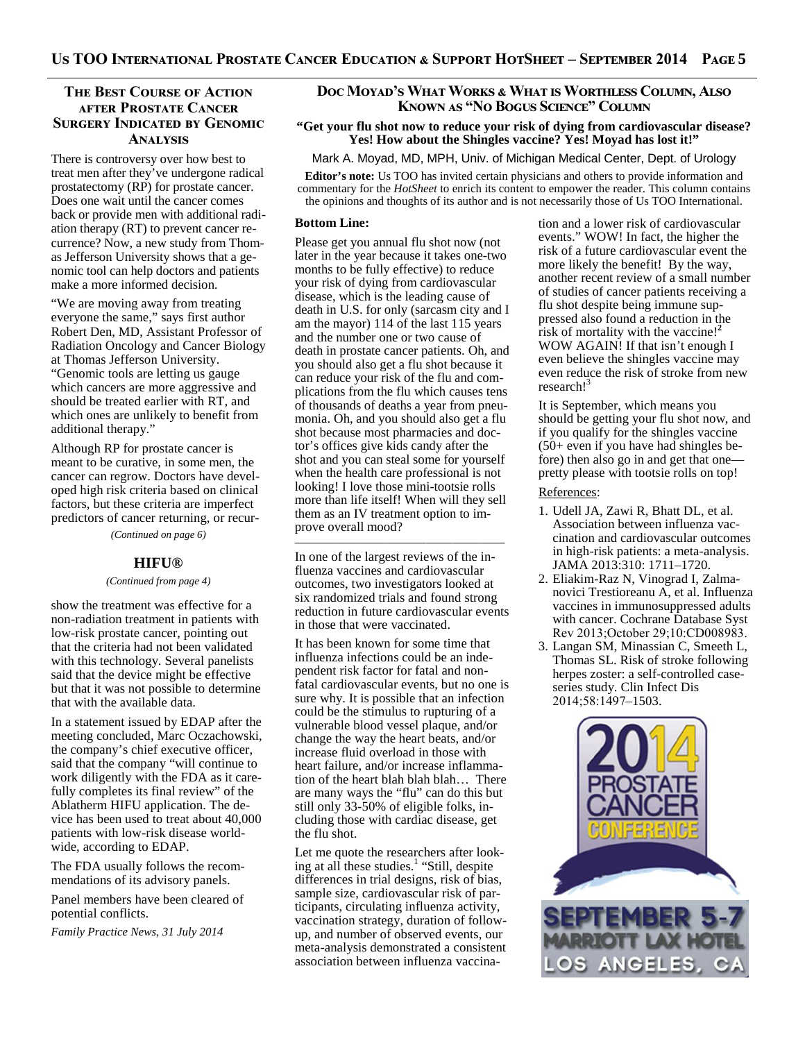## The Best Course of Action after Prostate Cancer Surgery Indicated by Genomic Analysis

There is controversy over how best to treat men after they've undergone radical prostatectomy (RP) for prostate cancer. Does one wait until the cancer comes back or provide men with additional radiation therapy (RT) to prevent cancer recurrence? Now, a new study from Thomas Jefferson University shows that a genomic tool can help doctors and patients make a more informed decision.

"We are moving away from treating everyone the same," says first author Robert Den, MD, Assistant Professor of Radiation Oncology and Cancer Biology at Thomas Jefferson University. "Genomic tools are letting us gauge which cancers are more aggressive and should be treated earlier with RT, and which ones are unlikely to benefit from additional therapy."

Although RP for prostate cancer is meant to be curative, in some men, the cancer can regrow. Doctors have developed high risk criteria based on clinical factors, but these criteria are imperfect predictors of cancer returning, or recur-

*(Continued on page 6)*

## HIFU®

*(Continued from page 4)*

show the treatment was effective for a non-radiation treatment in patients with low-risk prostate cancer, pointing out that the criteria had not been validated with this technology. Several panelists said that the device might be effective but that it was not possible to determine that with the available data.

In a statement issued by EDAP after the meeting concluded, Marc Oczachowski, the company's chief executive officer, said that the company "will continue to work diligently with the FDA as it carefully completes its final review" of the Ablatherm HIFU application. The device has been used to treat about 40,000 patients with low-risk disease worldwide, according to EDAP.

The FDA usually follows the recommendations of its advisory panels.

Panel members have been cleared of potential conflicts.

*Family Practice News, 31 July 2014*

## Doc Moyad's What Works & What is Worthless Column, Also Known as "No Bogus Science" Column

### "Get your flu shot now to reduce your risk of dying from cardiovascular disease? Yes! How about the Shingles vaccine? Yes! Moyad has lost it!"

Mark A. Moyad, MD, MPH, Univ. of Michigan Medical Center, Dept. of Urology

**Editor's note:** Us TOO has invited certain physicians and others to provide information and commentary for the *HotSheet* to enrich its content to empower the reader. This column contains the opinions and thoughts of its author and is not necessarily those of Us TOO International.

**Bottom Line:**

Please get you annual flu shot now (not later in the year because it takes one-two months to be fully effective) to reduce your risk of dying from cardiovascular disease, which is the leading cause of death in U.S. for only (sarcasm city and I am the mayor) 114 of the last 115 years and the number one or two cause of death in prostate cancer patients. Oh, and you should also get a flu shot because it can reduce your risk of the flu and complications from the flu which causes tens of thousands of deaths a year from pneumonia. Oh, and you should also get a flu shot because most pharmacies and doctor's offices give kids candy after the shot and you can steal some for yourself when the health care professional is not looking! I love those mini-tootsie rolls more than life itself! When will they sell them as an IV treatment option to improve overall mood?

---

In one of the largest reviews of the influenza vaccines and cardiovascular outcomes, two investigators looked at six randomized trials and found strong reduction in future cardiovascular events in those that were vaccinated.

It has been known for some time that influenza infections could be an independent risk factor for fatal and non-fatal cardiovascular events, but no one is sure why. It is possible that an infection could be the stimulus to rupturing of a vulnerable blood vessel plaque, and/or change the way the heart beats, and/or increase fluid overload in those with heart failure, and/or increase inflammation of the heart blah blah blah… There are many ways the "flu" can do this but still only 33-50% of eligible folks, including those with cardiac disease, get the flu shot.

Let me quote the researchers after looking at all these studies.[1] "Still, despite differences in trial designs, risk of bias, sample size, cardiovascular risk of participants, circulating influenza activity, vaccination strategy, duration of follow-up, and number of observed events, our meta-analysis demonstrated a consistent association between influenza vaccination and a lower risk of cardiovascular events." WOW! In fact, the higher the risk of a future cardiovascular event the more likely the benefit! By the way, another recent review of a small number of studies of cancer patients receiving a flu shot despite being immune suppressed also found a reduction in the risk of mortality with the vaccine![2] WOW AGAIN! If that isn't enough I even believe the shingles vaccine may even reduce the risk of stroke from new research![3]

It is September, which means you should be getting your flu shot now, and if you qualify for the shingles vaccine (50+ even if you have had shingles before) then also go in and get that one—pretty please with tootsie rolls on top!

References:

1. Udell JA, Zawi R, Bhatt DL, et al. Association between influenza vaccination and cardiovascular outcomes in high-risk patients: a meta-analysis. JAMA 2013:310: 1711–1720.
2. Eliakim-Raz N, Vinograd I, Zalmanovici Trestioreanu A, et al. Influenza vaccines in immunosuppressed adults with cancer. Cochrane Database Syst Rev 2013;October 29;10:CD008983.
3. Langan SM, Minassian C, Smeeth L, Thomas SL. Risk of stroke following herpes zoster: a self-controlled case-series study. Clin Infect Dis 2014;58:1497–1503.

2014 PROSTATE CANCER CONFERENCE

SEPTEMBER 5-7
MARRIOTT LAX HOTEL
LOS ANGELES, CA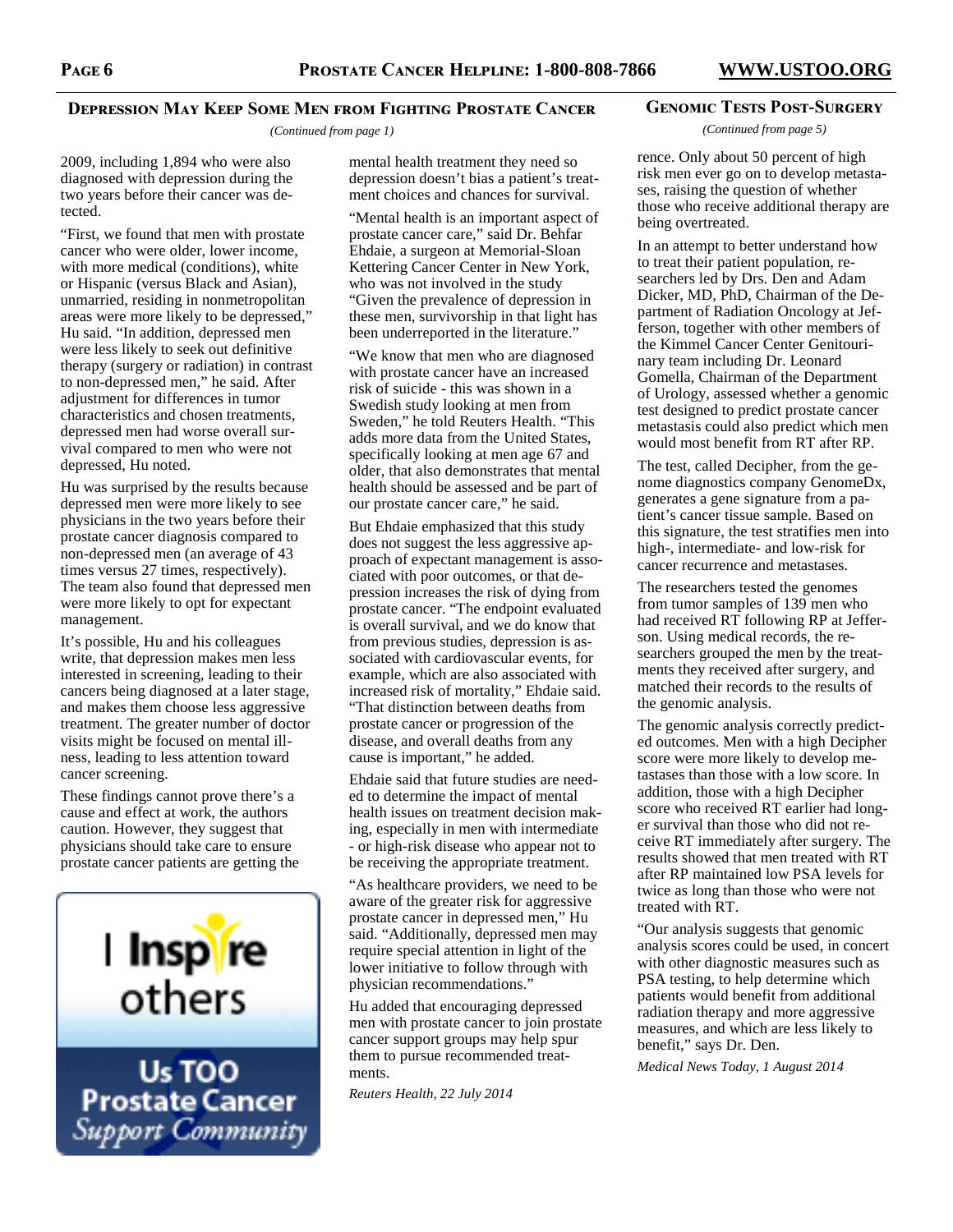## Depression May Keep Some Men from Fighting Prostate Cancer

*(Continued from page 1)*

2009, including 1,894 who were also diagnosed with depression during the two years before their cancer was detected.

"First, we found that men with prostate cancer who were older, lower income, with more medical (conditions), white or Hispanic (versus Black and Asian), unmarried, residing in nonmetropolitan areas were more likely to be depressed," Hu said. "In addition, depressed men were less likely to seek out definitive therapy (surgery or radiation) in contrast to non-depressed men," he said. After adjustment for differences in tumor characteristics and chosen treatments, depressed men had worse overall survival compared to men who were not depressed, Hu noted.

Hu was surprised by the results because depressed men were more likely to see physicians in the two years before their prostate cancer diagnosis compared to non-depressed men (an average of 43 times versus 27 times, respectively). The team also found that depressed men were more likely to opt for expectant management.

It's possible, Hu and his colleagues write, that depression makes men less interested in screening, leading to their cancers being diagnosed at a later stage, and makes them choose less aggressive treatment. The greater number of doctor visits might be focused on mental illness, leading to less attention toward cancer screening.

These findings cannot prove there's a cause and effect at work, the authors caution. However, they suggest that physicians should take care to ensure prostate cancer patients are getting the mental health treatment they need so depression doesn't bias a patient's treatment choices and chances for survival.

"Mental health is an important aspect of prostate cancer care," said Dr. Behfar Ehdaie, a surgeon at Memorial-Sloan Kettering Cancer Center in New York, who was not involved in the study "Given the prevalence of depression in these men, survivorship in that light has been underreported in the literature."

"We know that men who are diagnosed with prostate cancer have an increased risk of suicide - this was shown in a Swedish study looking at men from Sweden," he told Reuters Health. "This adds more data from the United States, specifically looking at men age 67 and older, that also demonstrates that mental health should be assessed and be part of our prostate cancer care," he said.

But Ehdaie emphasized that this study does not suggest the less aggressive approach of expectant management is associated with poor outcomes, or that depression increases the risk of dying from prostate cancer. "The endpoint evaluated is overall survival, and we do know that from previous studies, depression is associated with cardiovascular events, for example, which are also associated with increased risk of mortality," Ehdaie said. "That distinction between deaths from prostate cancer or progression of the disease, and overall deaths from any cause is important," he added.

Ehdaie said that future studies are needed to determine the impact of mental health issues on treatment decision making, especially in men with intermediate - or high-risk disease who appear not to be receiving the appropriate treatment.

"As healthcare providers, we need to be aware of the greater risk for aggressive prostate cancer in depressed men," Hu said. "Additionally, depressed men may require special attention in light of the lower initiative to follow through with physician recommendations."

Hu added that encouraging depressed men with prostate cancer to join prostate cancer support groups may help spur them to pursue recommended treatments.

*Reuters Health, 22 July 2014*

I Inspire others

Us TOO Prostate Cancer *Support Community*

## Genomic Tests Post-Surgery

*(Continued from page 5)*

rence. Only about 50 percent of high risk men ever go on to develop metastases, raising the question of whether those who receive additional therapy are being overtreated.

In an attempt to better understand how to treat their patient population, researchers led by Drs. Den and Adam Dicker, MD, PhD, Chairman of the Department of Radiation Oncology at Jefferson, together with other members of the Kimmel Cancer Center Genitourinary team including Dr. Leonard Gomella, Chairman of the Department of Urology, assessed whether a genomic test designed to predict prostate cancer metastasis could also predict which men would most benefit from RT after RP.

The test, called Decipher, from the genome diagnostics company GenomeDx, generates a gene signature from a patient's cancer tissue sample. Based on this signature, the test stratifies men into high-, intermediate- and low-risk for cancer recurrence and metastases.

The researchers tested the genomes from tumor samples of 139 men who had received RT following RP at Jefferson. Using medical records, the researchers grouped the men by the treatments they received after surgery, and matched their records to the results of the genomic analysis.

The genomic analysis correctly predicted outcomes. Men with a high Decipher score were more likely to develop metastases than those with a low score. In addition, those with a high Decipher score who received RT earlier had longer survival than those who did not receive RT immediately after surgery. The results showed that men treated with RT after RP maintained low PSA levels for twice as long than those who were not treated with RT.

"Our analysis suggests that genomic analysis scores could be used, in concert with other diagnostic measures such as PSA testing, to help determine which patients would benefit from additional radiation therapy and more aggressive measures, and which are less likely to benefit," says Dr. Den.

*Medical News Today, 1 August 2014*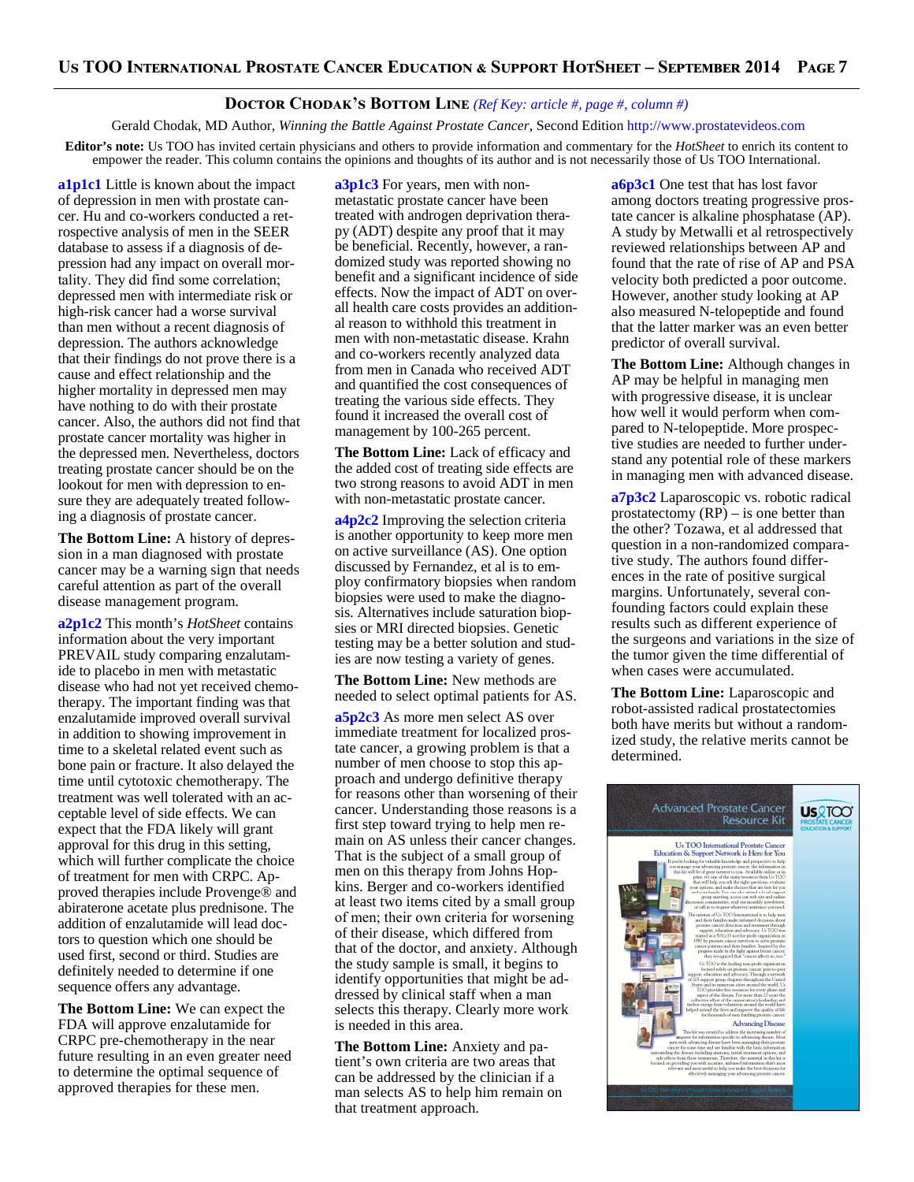## Doctor Chodak's Bottom Line *(Ref Key: article #, page #, column #)*

Gerald Chodak, MD Author, *Winning the Battle Against Prostate Cancer*, Second Edition http://www.prostatevideos.com

**Editor's note:** Us TOO has invited certain physicians and others to provide information and commentary for the *HotSheet* to enrich its content to empower the reader. This column contains the opinions and thoughts of its author and is not necessarily those of Us TOO International.

**a1p1c1** Little is known about the impact of depression in men with prostate cancer. Hu and co-workers conducted a retrospective analysis of men in the SEER database to assess if a diagnosis of depression had any impact on overall mortality. They did find some correlation; depressed men with intermediate risk or high-risk cancer had a worse survival than men without a recent diagnosis of depression. The authors acknowledge that their findings do not prove there is a cause and effect relationship and the higher mortality in depressed men may have nothing to do with their prostate cancer. Also, the authors did not find that prostate cancer mortality was higher in the depressed men. Nevertheless, doctors treating prostate cancer should be on the lookout for men with depression to ensure they are adequately treated following a diagnosis of prostate cancer.

**The Bottom Line:** A history of depression in a man diagnosed with prostate cancer may be a warning sign that needs careful attention as part of the overall disease management program.

**a2p1c2** This month's *HotSheet* contains information about the very important PREVAIL study comparing enzalutamide to placebo in men with metastatic disease who had not yet received chemotherapy. The important finding was that enzalutamide improved overall survival in addition to showing improvement in time to a skeletal related event such as bone pain or fracture. It also delayed the time until cytotoxic chemotherapy. The treatment was well tolerated with an acceptable level of side effects. We can expect that the FDA likely will grant approval for this drug in this setting, which will further complicate the choice of treatment for men with CRPC. Approved therapies include Provenge® and abiraterone acetate plus prednisone. The addition of enzalutamide will lead doctors to question which one should be used first, second or third. Studies are definitely needed to determine if one sequence offers any advantage.

**The Bottom Line:** We can expect the FDA will approve enzalutamide for CRPC pre-chemotherapy in the near future resulting in an even greater need to determine the optimal sequence of approved therapies for these men.

**a3p1c3** For years, men with non-metastatic prostate cancer have been treated with androgen deprivation therapy (ADT) despite any proof that it may be beneficial. Recently, however, a randomized study was reported showing no benefit and a significant incidence of side effects. Now the impact of ADT on overall health care costs provides an additional reason to withhold this treatment in men with non-metastatic disease. Krahn and co-workers recently analyzed data from men in Canada who received ADT and quantified the cost consequences of treating the various side effects. They found it increased the overall cost of management by 100-265 percent.

**The Bottom Line:** Lack of efficacy and the added cost of treating side effects are two strong reasons to avoid ADT in men with non-metastatic prostate cancer.

**a4p2c2** Improving the selection criteria is another opportunity to keep more men on active surveillance (AS). One option discussed by Fernandez, et al is to employ confirmatory biopsies when random biopsies were used to make the diagnosis. Alternatives include saturation biopsies or MRI directed biopsies. Genetic testing may be a better solution and studies are now testing a variety of genes.

**The Bottom Line:** New methods are needed to select optimal patients for AS.

**a5p2c3** As more men select AS over immediate treatment for localized prostate cancer, a growing problem is that a number of men choose to stop this approach and undergo definitive therapy for reasons other than worsening of their cancer. Understanding those reasons is a first step toward trying to help men remain on AS unless their cancer changes. That is the subject of a small group of men on this therapy from Johns Hopkins. Berger and co-workers identified at least two items cited by a small group of men; their own criteria for worsening of their disease, which differed from that of the doctor, and anxiety. Although the study sample is small, it begins to identify opportunities that might be addressed by clinical staff when a man selects this therapy. Clearly more work is needed in this area.

**The Bottom Line:** Anxiety and patient's own criteria are two areas that can be addressed by the clinician if a man selects AS to help him remain on that treatment approach.

**a6p3c1** One test that has lost favor among doctors treating progressive prostate cancer is alkaline phosphatase (AP). A study by Metwalli et al retrospectively reviewed relationships between AP and found that the rate of rise of AP and PSA velocity both predicted a poor outcome. However, another study looking at AP also measured N-telopeptide and found that the latter marker was an even better predictor of overall survival.

**The Bottom Line:** Although changes in AP may be helpful in managing men with progressive disease, it is unclear how well it would perform when compared to N-telopeptide. More prospective studies are needed to further understand any potential role of these markers in managing men with advanced disease.

**a7p3c2** Laparoscopic vs. robotic radical prostatectomy (RP) – is one better than the other? Tozawa, et al addressed that question in a non-randomized comparative study. The authors found differences in the rate of positive surgical margins. Unfortunately, several confounding factors could explain these results such as different experience of the surgeons and variations in the size of the tumor given the time differential of when cases were accumulated.

**The Bottom Line:** Laparoscopic and robot-assisted radical prostatectomies both have merits but without a randomized study, the relative merits cannot be determined.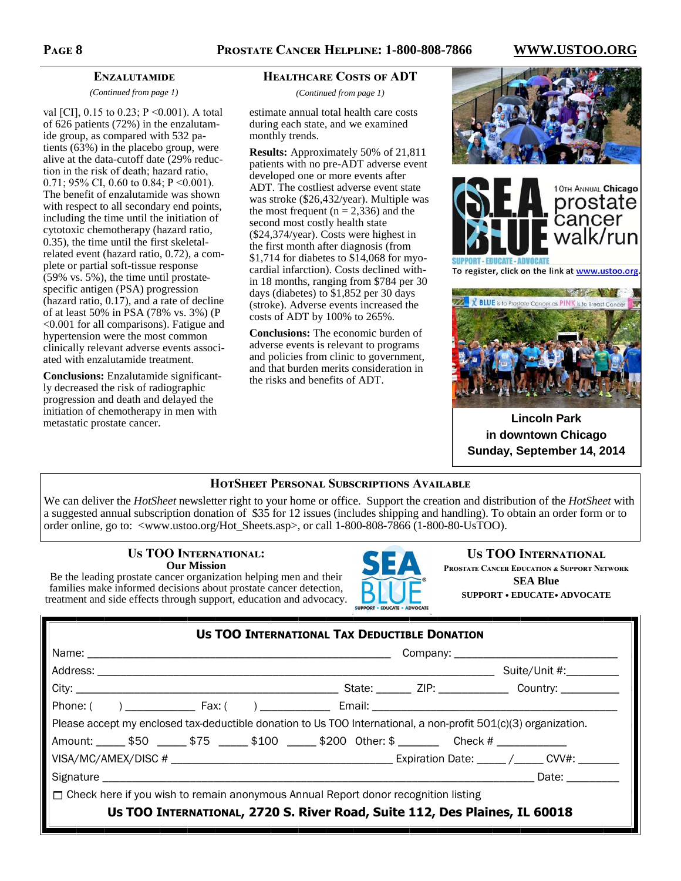## Enzalutamide

*(Continued from page 1)*

val [CI], 0.15 to 0.23; P <0.001). A total of 626 patients (72%) in the enzalutamide group, as compared with 532 patients (63%) in the placebo group, were alive at the data-cutoff date (29% reduction in the risk of death; hazard ratio, 0.71; 95% CI, 0.60 to 0.84; P <0.001). The benefit of enzalutamide was shown with respect to all secondary end points, including the time until the initiation of cytotoxic chemotherapy (hazard ratio, 0.35), the time until the first skeletal-related event (hazard ratio, 0.72), a complete or partial soft-tissue response (59% vs. 5%), the time until prostate-specific antigen (PSA) progression (hazard ratio, 0.17), and a rate of decline of at least 50% in PSA (78% vs. 3%) (P <0.001 for all comparisons). Fatigue and hypertension were the most common clinically relevant adverse events associated with enzalutamide treatment.

**Conclusions:** Enzalutamide significantly decreased the risk of radiographic progression and death and delayed the initiation of chemotherapy in men with metastatic prostate cancer.

## Healthcare Costs of ADT

*(Continued from page 1)*

estimate annual total health care costs during each state, and we examined monthly trends.

**Results:** Approximately 50% of 21,811 patients with no pre-ADT adverse event developed one or more events after ADT. The costliest adverse event state was stroke ($26,432/year). Multiple was the most frequent (n = 2,336) and the second most costly health state ($24,374/year). Costs were highest in the first month after diagnosis (from $1,714 for diabetes to $14,068 for myocardial infarction). Costs declined within 18 months, ranging from $784 per 30 days (diabetes) to $1,852 per 30 days (stroke). Adverse events increased the costs of ADT by 100% to 265%.

**Conclusions:** The economic burden of adverse events is relevant to programs and policies from clinic to government, and that burden merits consideration in the risks and benefits of ADT.

S.E.A. BLUE
SUPPORT - EDUCATE - ADVOCATE

10th Annual Chicago prostate cancer walk/run

To register, click on the link at www.ustoo.org.

BLUE is to Prostate Cancer as PINK is to Breast Cancer

**Lincoln Park in downtown Chicago**
**Sunday, September 14, 2014**

## HotSheet Personal Subscriptions Available

We can deliver the *HotSheet* newsletter right to your home or office. Support the creation and distribution of the *HotSheet* with a suggested annual subscription donation of $35 for 12 issues (includes shipping and handling). To obtain an order form or to order online, go to: <www.ustoo.org/Hot_Sheets.asp>, or call 1-800-808-7866 (1-800-80-UsTOO).

### Us TOO International:
**Our Mission**

Be the leading prostate cancer organization helping men and their families make informed decisions about prostate cancer detection, treatment and side effects through support, education and advocacy.

SEA BLUE
SUPPORT • EDUCATE • ADVOCATE

### Us TOO International
**Prostate Cancer Education & Support Network**
**SEA Blue**
**SUPPORT • EDUCATE• ADVOCATE**

### Us TOO International Tax Deductible Donation

Name: ______________________ Company: ______________________

Address: ______________________ Suite/Unit #:__________

City: ______________________ State: ______ ZIP: ___________ Country: __________

Phone: ( ) ___________ Fax: ( ) ___________ Email: ______________________

Please accept my enclosed tax-deductible donation to Us TOO International, a non-profit 501(c)(3) organization.

Amount: _____ $50 _____ $75 _____ $100 _____ $200 Other: $ _______ Check # ____________

VISA/MC/AMEX/DISC # ______________________ Expiration Date: _____ /_____ CVV#: _______

Signature ______________________ Date: _________

☐ Check here if you wish to remain anonymous Annual Report donor recognition listing

**Us TOO International, 2720 S. River Road, Suite 112, Des Plaines, IL 60018**